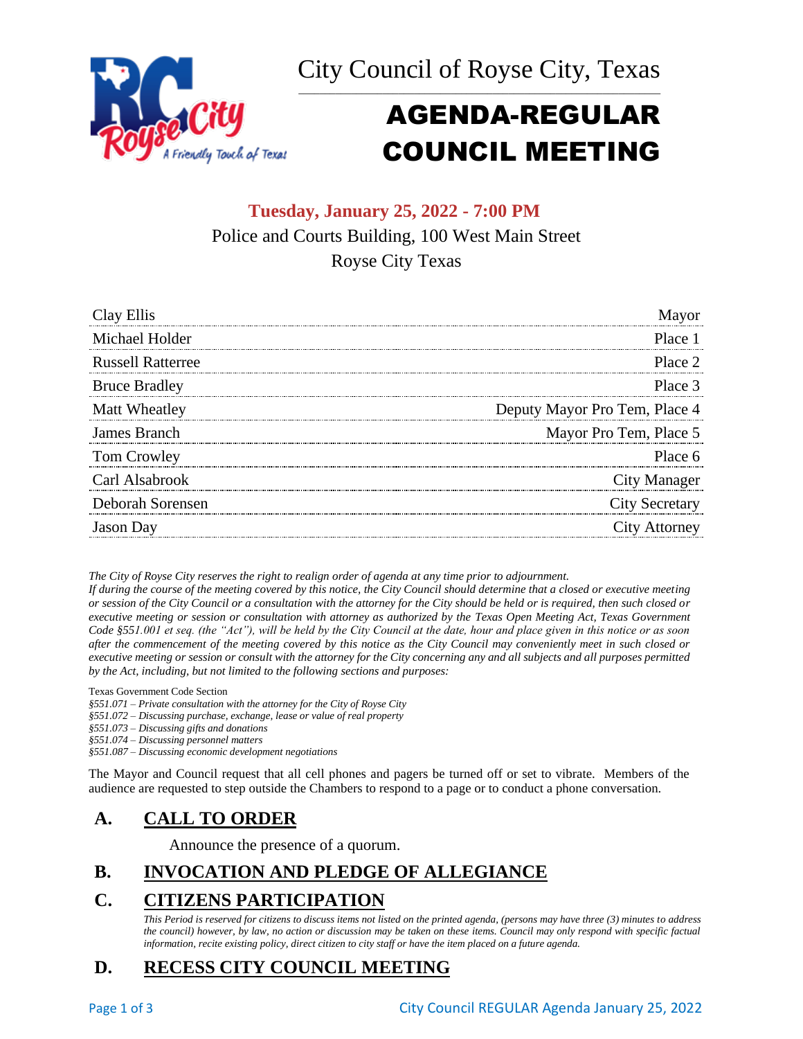# City Council of Royse City, Texas

# AGENDA-REGULAR COUNCIL MEETING

**Tuesday, January 25, 2022 - 7:00 PM**

Police and Courts Building, 100 West Main Street

Royse City Texas

| | |
|---|---|
| Clay Ellis | Mayor |
| Michael Holder | Place 1 |
| Russell Ratterree | Place 2 |
| Bruce Bradley | Place 3 |
| Matt Wheatley | Deputy Mayor Pro Tem, Place 4 |
| James Branch | Mayor Pro Tem, Place 5 |
| Tom Crowley | Place 6 |
| Carl Alsabrook | City Manager |
| Deborah Sorensen | City Secretary |
| Jason Day | City Attorney |

*The City of Royse City reserves the right to realign order of agenda at any time prior to adjournment.*

*If during the course of the meeting covered by this notice, the City Council should determine that a closed or executive meeting or session of the City Council or a consultation with the attorney for the City should be held or is required, then such closed or executive meeting or session or consultation with attorney as authorized by the Texas Open Meeting Act, Texas Government Code §551.001 et seq. (the "Act"), will be held by the City Council at the date, hour and place given in this notice or as soon after the commencement of the meeting covered by this notice as the City Council may conveniently meet in such closed or executive meeting or session or consult with the attorney for the City concerning any and all subjects and all purposes permitted by the Act, including, but not limited to the following sections and purposes:*

Texas Government Code Section

*§551.071 – Private consultation with the attorney for the City of Royse City*
*§551.072 – Discussing purchase, exchange, lease or value of real property*
*§551.073 – Discussing gifts and donations*
*§551.074 – Discussing personnel matters*
*§551.087 – Discussing economic development negotiations*

The Mayor and Council request that all cell phones and pagers be turned off or set to vibrate. Members of the audience are requested to step outside the Chambers to respond to a page or to conduct a phone conversation.

## A. CALL TO ORDER

Announce the presence of a quorum.

## B. INVOCATION AND PLEDGE OF ALLEGIANCE

## C. CITIZENS PARTICIPATION

*This Period is reserved for citizens to discuss items not listed on the printed agenda, (persons may have three (3) minutes to address the council) however, by law, no action or discussion may be taken on these items. Council may only respond with specific factual information, recite existing policy, direct citizen to city staff or have the item placed on a future agenda.*

## D. RECESS CITY COUNCIL MEETING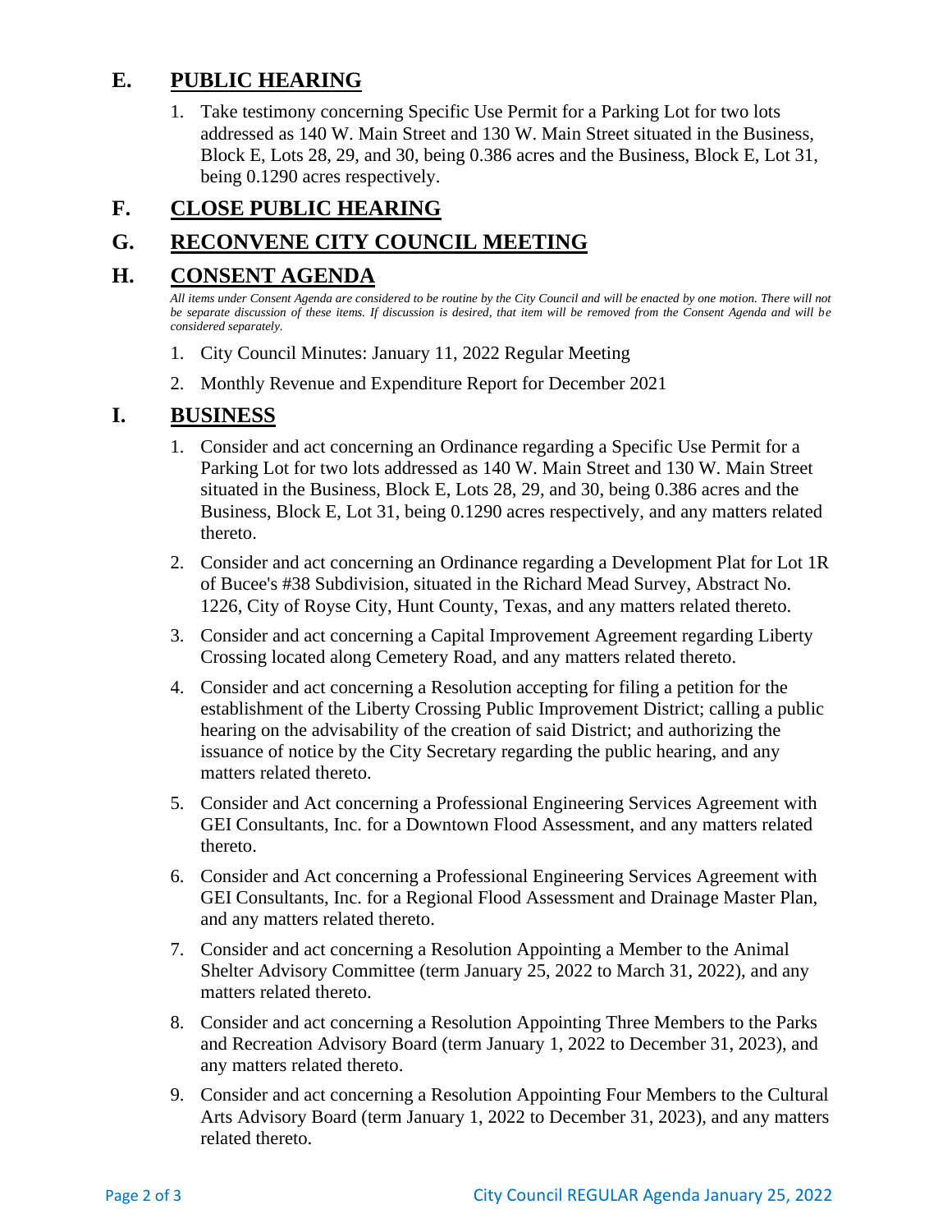## E. PUBLIC HEARING

1. Take testimony concerning Specific Use Permit for a Parking Lot for two lots addressed as 140 W. Main Street and 130 W. Main Street situated in the Business, Block E, Lots 28, 29, and 30, being 0.386 acres and the Business, Block E, Lot 31, being 0.1290 acres respectively.

## F. CLOSE PUBLIC HEARING

## G. RECONVENE CITY COUNCIL MEETING

## H. CONSENT AGENDA

*All items under Consent Agenda are considered to be routine by the City Council and will be enacted by one motion. There will not be separate discussion of these items. If discussion is desired, that item will be removed from the Consent Agenda and will be considered separately.*

1. City Council Minutes: January 11, 2022 Regular Meeting
2. Monthly Revenue and Expenditure Report for December 2021

## I. BUSINESS

1. Consider and act concerning an Ordinance regarding a Specific Use Permit for a Parking Lot for two lots addressed as 140 W. Main Street and 130 W. Main Street situated in the Business, Block E, Lots 28, 29, and 30, being 0.386 acres and the Business, Block E, Lot 31, being 0.1290 acres respectively, and any matters related thereto.
2. Consider and act concerning an Ordinance regarding a Development Plat for Lot 1R of Bucee's #38 Subdivision, situated in the Richard Mead Survey, Abstract No. 1226, City of Royse City, Hunt County, Texas, and any matters related thereto.
3. Consider and act concerning a Capital Improvement Agreement regarding Liberty Crossing located along Cemetery Road, and any matters related thereto.
4. Consider and act concerning a Resolution accepting for filing a petition for the establishment of the Liberty Crossing Public Improvement District; calling a public hearing on the advisability of the creation of said District; and authorizing the issuance of notice by the City Secretary regarding the public hearing, and any matters related thereto.
5. Consider and Act concerning a Professional Engineering Services Agreement with GEI Consultants, Inc. for a Downtown Flood Assessment, and any matters related thereto.
6. Consider and Act concerning a Professional Engineering Services Agreement with GEI Consultants, Inc. for a Regional Flood Assessment and Drainage Master Plan, and any matters related thereto.
7. Consider and act concerning a Resolution Appointing a Member to the Animal Shelter Advisory Committee (term January 25, 2022 to March 31, 2022), and any matters related thereto.
8. Consider and act concerning a Resolution Appointing Three Members to the Parks and Recreation Advisory Board (term January 1, 2022 to December 31, 2023), and any matters related thereto.
9. Consider and act concerning a Resolution Appointing Four Members to the Cultural Arts Advisory Board (term January 1, 2022 to December 31, 2023), and any matters related thereto.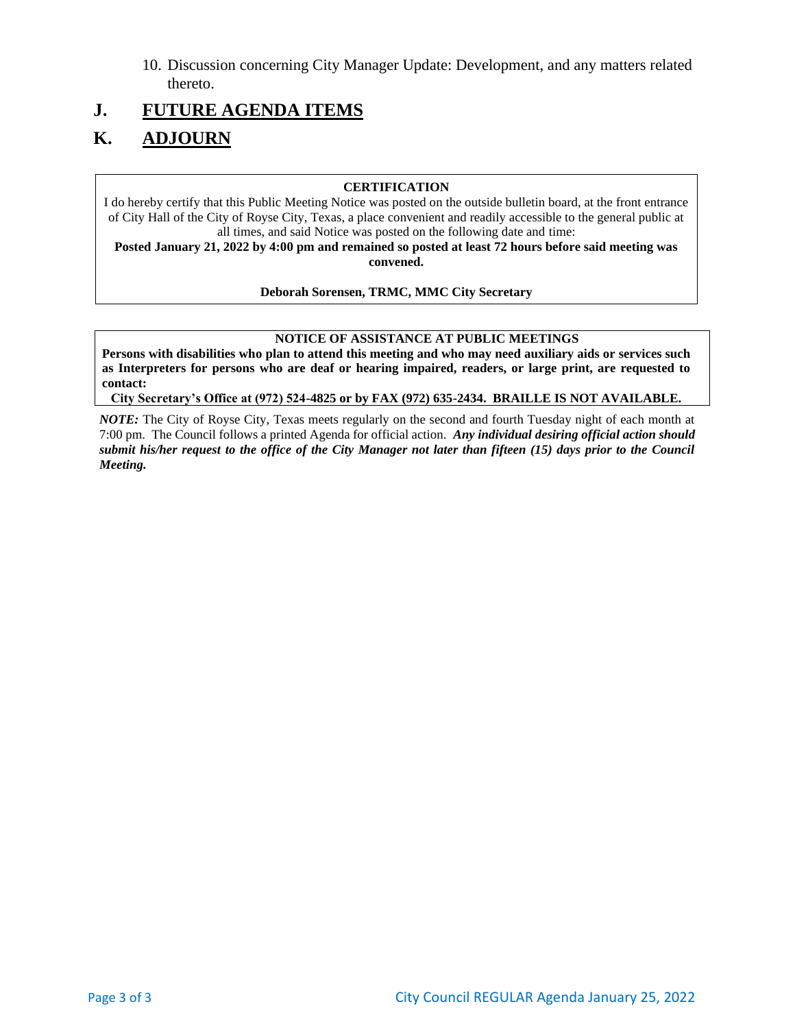10. Discussion concerning City Manager Update: Development, and any matters related thereto.

## J. FUTURE AGENDA ITEMS

## K. ADJOURN

**CERTIFICATION**

I do hereby certify that this Public Meeting Notice was posted on the outside bulletin board, at the front entrance of City Hall of the City of Royse City, Texas, a place convenient and readily accessible to the general public at all times, and said Notice was posted on the following date and time:

**Posted January 21, 2022 by 4:00 pm and remained so posted at least 72 hours before said meeting was convened.**

**Deborah Sorensen, TRMC, MMC City Secretary**

**NOTICE OF ASSISTANCE AT PUBLIC MEETINGS**

**Persons with disabilities who plan to attend this meeting and who may need auxiliary aids or services such as Interpreters for persons who are deaf or hearing impaired, readers, or large print, are requested to contact:**

**City Secretary's Office at (972) 524-4825 or by FAX (972) 635-2434. BRAILLE IS NOT AVAILABLE.**

***NOTE:*** The City of Royse City, Texas meets regularly on the second and fourth Tuesday night of each month at 7:00 pm. The Council follows a printed Agenda for official action. ***Any individual desiring official action should submit his/her request to the office of the City Manager not later than fifteen (15) days prior to the Council Meeting.***